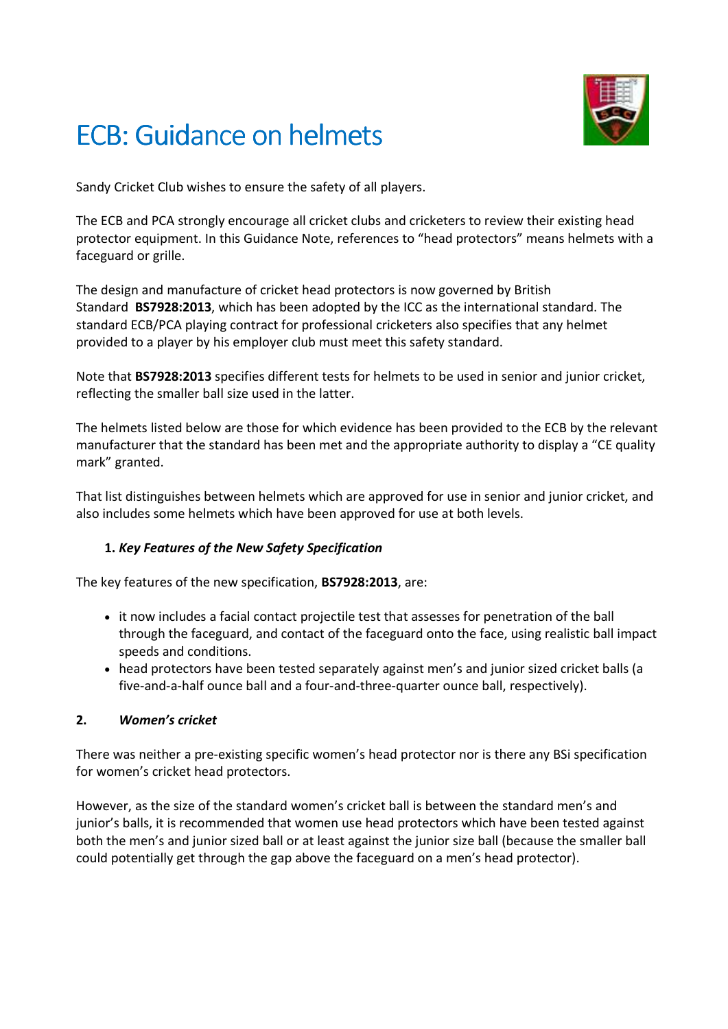# ECB: Guidance on helmets

Sandy Cricket Club wishes to ensure the safety of all players.

The ECB and PCA strongly encourage all cricket clubs and cricketers to review their existing head protector equipment. In this Guidance Note, references to "head protectors" means helmets with a faceguard or grille.

The design and manufacture of cricket head protectors is now governed by British Standard **BS7928:2013**, which has been adopted by the ICC as the international standard. The standard ECB/PCA playing contract for professional cricketers also specifies that any helmet provided to a player by his employer club must meet this safety standard.

Note that **BS7928:2013** specifies different tests for helmets to be used in senior and junior cricket, reflecting the smaller ball size used in the latter.

The helmets listed below are those for which evidence has been provided to the ECB by the relevant manufacturer that the standard has been met and the appropriate authority to display a "CE quality mark" granted.

That list distinguishes between helmets which are approved for use in senior and junior cricket, and also includes some helmets which have been approved for use at both levels.

**1.** ***Key Features of the New Safety Specification***

The key features of the new specification, **BS7928:2013**, are:

- it now includes a facial contact projectile test that assesses for penetration of the ball through the faceguard, and contact of the faceguard onto the face, using realistic ball impact speeds and conditions.
- head protectors have been tested separately against men's and junior sized cricket balls (a five-and-a-half ounce ball and a four-and-three-quarter ounce ball, respectively).

**2.** ***Women's cricket***

There was neither a pre-existing specific women's head protector nor is there any BSi specification for women's cricket head protectors.

However, as the size of the standard women's cricket ball is between the standard men's and junior's balls, it is recommended that women use head protectors which have been tested against both the men's and junior sized ball or at least against the junior size ball (because the smaller ball could potentially get through the gap above the faceguard on a men's head protector).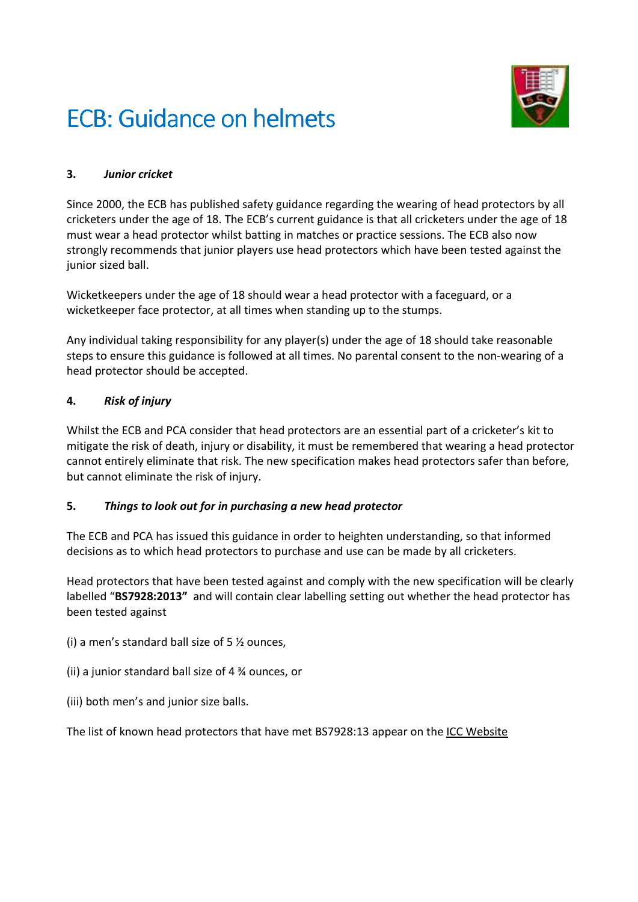# ECB: Guidance on helmets

**3. *Junior cricket***

Since 2000, the ECB has published safety guidance regarding the wearing of head protectors by all cricketers under the age of 18. The ECB's current guidance is that all cricketers under the age of 18 must wear a head protector whilst batting in matches or practice sessions. The ECB also now strongly recommends that junior players use head protectors which have been tested against the junior sized ball.

Wicketkeepers under the age of 18 should wear a head protector with a faceguard, or a wicketkeeper face protector, at all times when standing up to the stumps.

Any individual taking responsibility for any player(s) under the age of 18 should take reasonable steps to ensure this guidance is followed at all times. No parental consent to the non-wearing of a head protector should be accepted.

**4. *Risk of injury***

Whilst the ECB and PCA consider that head protectors are an essential part of a cricketer's kit to mitigate the risk of death, injury or disability, it must be remembered that wearing a head protector cannot entirely eliminate that risk. The new specification makes head protectors safer than before, but cannot eliminate the risk of injury.

**5. *Things to look out for in purchasing a new head protector***

The ECB and PCA has issued this guidance in order to heighten understanding, so that informed decisions as to which head protectors to purchase and use can be made by all cricketers.

Head protectors that have been tested against and comply with the new specification will be clearly labelled "**BS7928:2013"** and will contain clear labelling setting out whether the head protector has been tested against

(i) a men's standard ball size of 5 ½ ounces,

(ii) a junior standard ball size of 4 ¾ ounces, or

(iii) both men's and junior size balls.

The list of known head protectors that have met BS7928:13 appear on the ICC Website